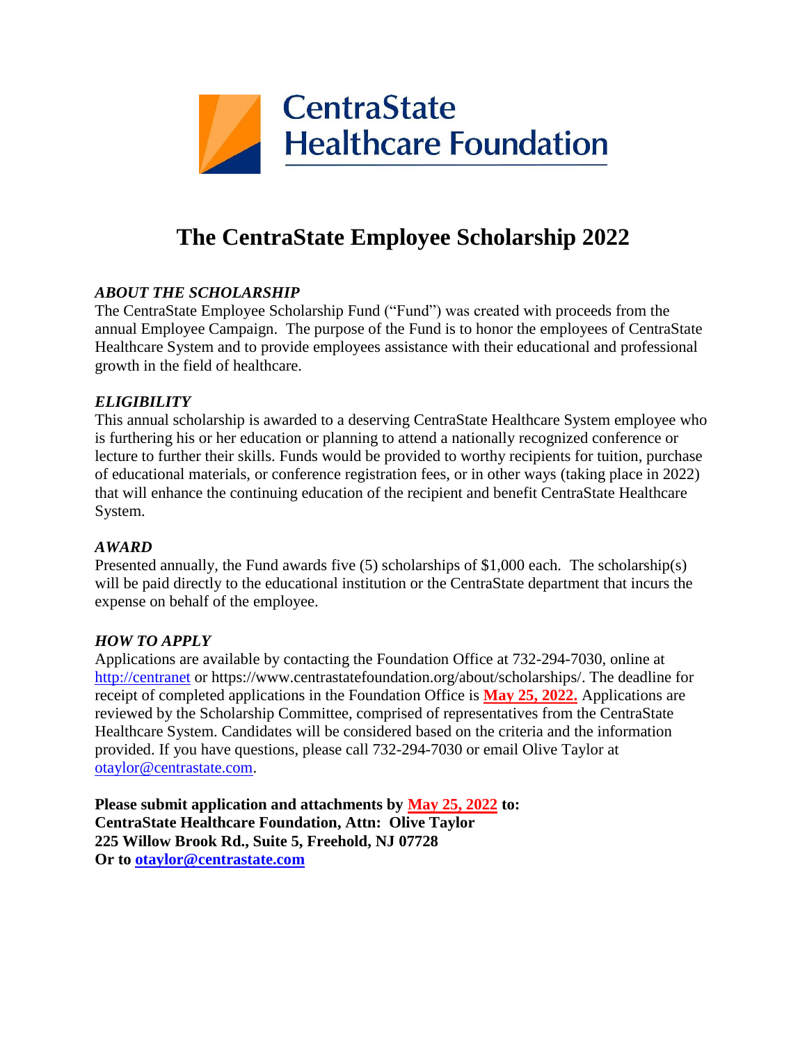CentraState
Healthcare Foundation

# The CentraState Employee Scholarship 2022

### *ABOUT THE SCHOLARSHIP*

The CentraState Employee Scholarship Fund ("Fund") was created with proceeds from the annual Employee Campaign. The purpose of the Fund is to honor the employees of CentraState Healthcare System and to provide employees assistance with their educational and professional growth in the field of healthcare.

### *ELIGIBILITY*

This annual scholarship is awarded to a deserving CentraState Healthcare System employee who is furthering his or her education or planning to attend a nationally recognized conference or lecture to further their skills. Funds would be provided to worthy recipients for tuition, purchase of educational materials, or conference registration fees, or in other ways (taking place in 2022) that will enhance the continuing education of the recipient and benefit CentraState Healthcare System.

### *AWARD*

Presented annually, the Fund awards five (5) scholarships of $1,000 each. The scholarship(s) will be paid directly to the educational institution or the CentraState department that incurs the expense on behalf of the employee.

### *HOW TO APPLY*

Applications are available by contacting the Foundation Office at 732-294-7030, online at http://centranet or https://www.centrastatefoundation.org/about/scholarships/. The deadline for receipt of completed applications in the Foundation Office is **May 25, 2022.** Applications are reviewed by the Scholarship Committee, comprised of representatives from the CentraState Healthcare System. Candidates will be considered based on the criteria and the information provided. If you have questions, please call 732-294-7030 or email Olive Taylor at otaylor@centrastate.com.

**Please submit application and attachments by May 25, 2022 to:**
**CentraState Healthcare Foundation, Attn: Olive Taylor**
**225 Willow Brook Rd., Suite 5, Freehold, NJ 07728**
**Or to otaylor@centrastate.com**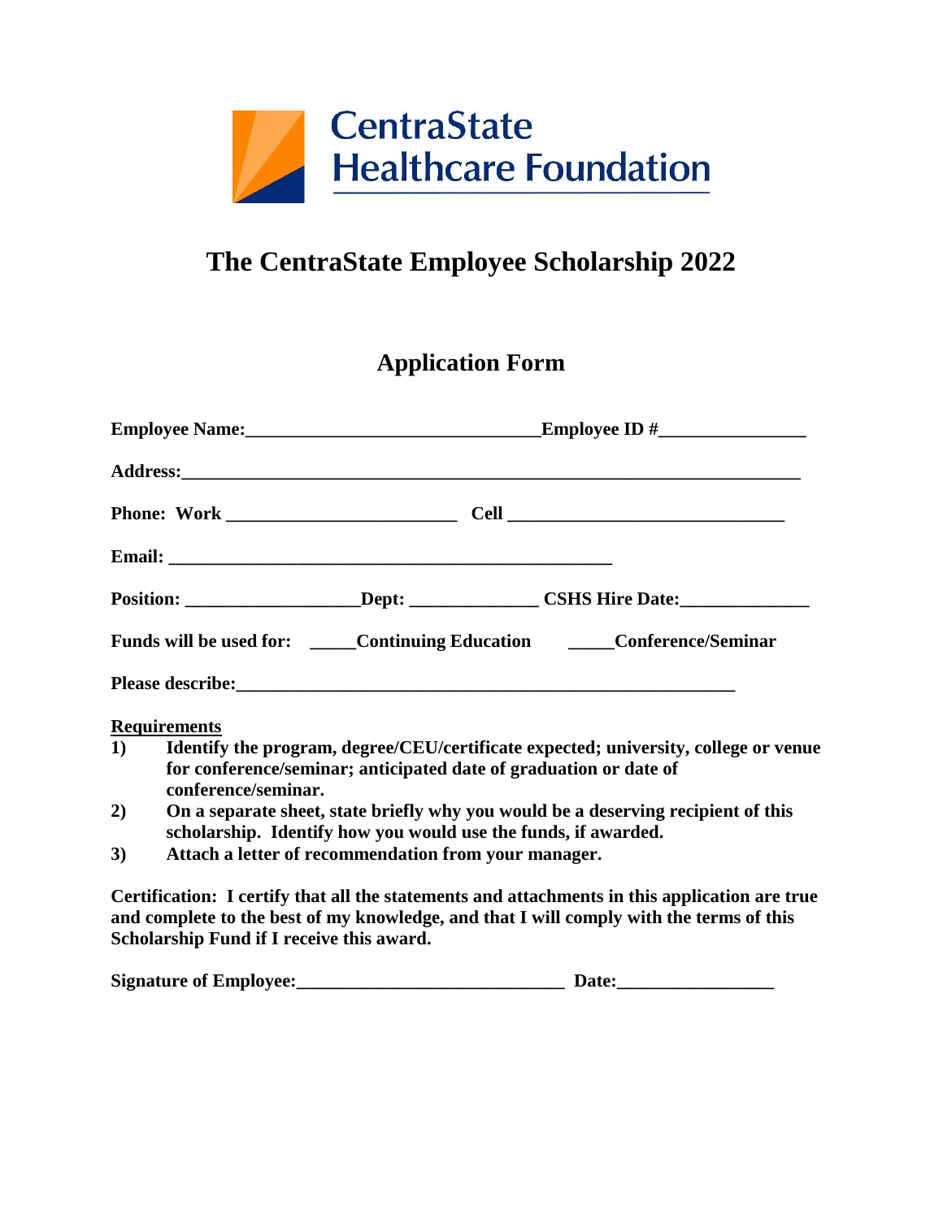CentraState
Healthcare Foundation

# The CentraState Employee Scholarship 2022

## Application Form

**Employee Name:________________________________Employee ID #________________**

**Address:____________________________________________________________________**

**Phone: Work _________________________ Cell ______________________________**

**Email: _________________________________________________**

**Position: __________________Dept: ______________ CSHS Hire Date:______________**

**Funds will be used for: _____Continuing Education _____Conference/Seminar**

**Please describe:_____________________________________________________**

**Requirements**

1) **Identify the program, degree/CEU/certificate expected; university, college or venue for conference/seminar; anticipated date of graduation or date of conference/seminar.**
2) **On a separate sheet, state briefly why you would be a deserving recipient of this scholarship. Identify how you would use the funds, if awarded.**
3) **Attach a letter of recommendation from your manager.**

**Certification: I certify that all the statements and attachments in this application are true and complete to the best of my knowledge, and that I will comply with the terms of this Scholarship Fund if I receive this award.**

**Signature of Employee:_____________________________ Date:_________________**